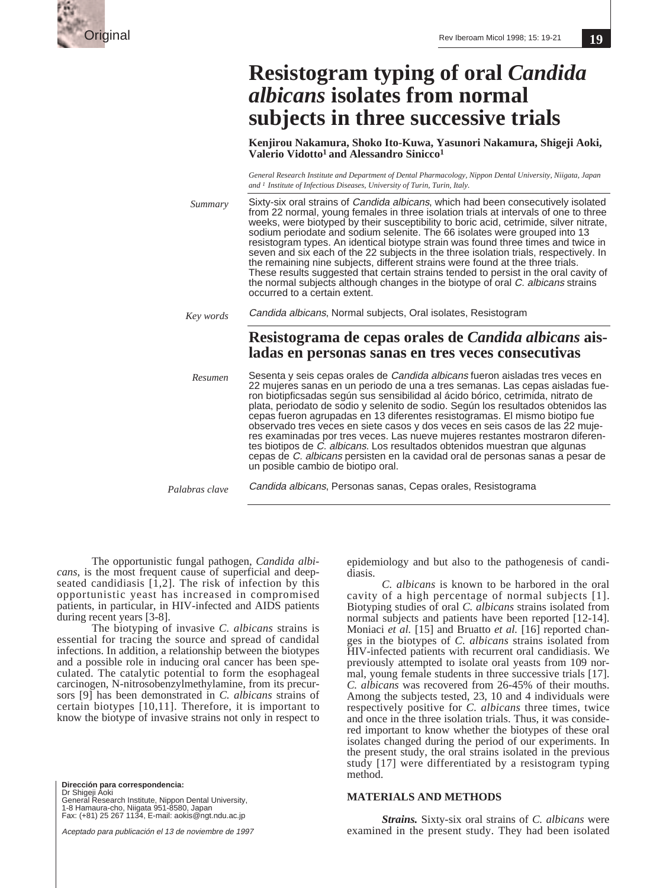# Resistogram typing of oral *Candida albicans* isolates from normal subjects in three successive trials

**Kenjirou Nakamura, Shoko Ito-Kuwa, Yasunori Nakamura, Shigeji Aoki, Valerio Vidotto[1] and Alessandro Sinicco[1]**

*General Research Institute and Department of Dental Pharmacology, Nippon Dental University, Niigata, Japan and [1] Institute of Infectious Diseases, University of Turin, Turin, Italy.*

*Summary*

Sixty-six oral strains of *Candida albicans*, which had been consecutively isolated from 22 normal, young females in three isolation trials at intervals of one to three weeks, were biotyped by their susceptibility to boric acid, cetrimide, silver nitrate, sodium periodate and sodium selenite. The 66 isolates were grouped into 13 resistogram types. An identical biotype strain was found three times and twice in seven and six each of the 22 subjects in the three isolation trials, respectively. In the remaining nine subjects, different strains were found at the three trials. These results suggested that certain strains tended to persist in the oral cavity of the normal subjects although changes in the biotype of oral *C. albicans* strains occurred to a certain extent.

*Key words*

*Candida albicans*, Normal subjects, Oral isolates, Resistogram

## Resistograma de cepas orales de *Candida albicans* aisladas en personas sanas en tres veces consecutivas

*Resumen*

Sesenta y seis cepas orales de *Candida albicans* fueron aisladas tres veces en 22 mujeres sanas en un periodo de una a tres semanas. Las cepas aisladas fueron biotipficsadas según sus sensibilidad al ácido bórico, cetrimida, nitrato de plata, periodato de sodio y selenito de sodio. Según los resultados obtenidos las cepas fueron agrupadas en 13 diferentes resistogramas. El mismo biotipo fue observado tres veces en siete casos y dos veces en seis casos de las 22 mujeres examinadas por tres veces. Las nueve mujeres restantes mostraron diferentes biotipos de *C. albicans*. Los resultados obtenidos muestran que algunas cepas de *C. albicans* persisten en la cavidad oral de personas sanas a pesar de un posible cambio de biotipo oral.

*Palabras clave*

*Candida albicans*, Personas sanas, Cepas orales, Resistograma

The opportunistic fungal pathogen, *Candida albicans*, is the most frequent cause of superficial and deep-seated candidiasis [1,2]. The risk of infection by this opportunistic yeast has increased in compromised patients, in particular, in HIV-infected and AIDS patients during recent years [3-8].

The biotyping of invasive *C. albicans* strains is essential for tracing the source and spread of candidal infections. In addition, a relationship between the biotypes and a possible role in inducing oral cancer has been speculated. The catalytic potential to form the esophageal carcinogen, N-nitrosobenzylmethylamine, from its precursors [9] has been demonstrated in *C. albicans* strains of certain biotypes [10,11]. Therefore, it is important to know the biotype of invasive strains not only in respect to epidemiology and but also to the pathogenesis of candidiasis.

*C. albicans* is known to be harbored in the oral cavity of a high percentage of normal subjects [1]. Biotyping studies of oral *C. albicans* strains isolated from normal subjects and patients have been reported [12-14]. Moniaci *et al.* [15] and Bruatto *et al.* [16] reported changes in the biotypes of *C. albicans* strains isolated from HIV-infected patients with recurrent oral candidiasis. We previously attempted to isolate oral yeasts from 109 normal, young female students in three successive trials [17]. *C. albicans* was recovered from 26-45% of their mouths. Among the subjects tested, 23, 10 and 4 individuals were respectively positive for *C. albicans* three times, twice and once in the three isolation trials. Thus, it was considered important to know whether the biotypes of these oral isolates changed during the period of our experiments. In the present study, the oral strains isolated in the previous study [17] were differentiated by a resistogram typing method.

**Dirección para correspondencia:**
Dr Shigeji Aoki
General Research Institute, Nippon Dental University,
1-8 Hamaura-cho, Niigata 951-8580, Japan
Fax: (+81) 25 267 1134, E-mail: aokis@ngt.ndu.ac.jp

*Aceptado para publicación el 13 de noviembre de 1997*

## MATERIALS AND METHODS

***Strains.*** Sixty-six oral strains of *C. albicans* were examined in the present study. They had been isolated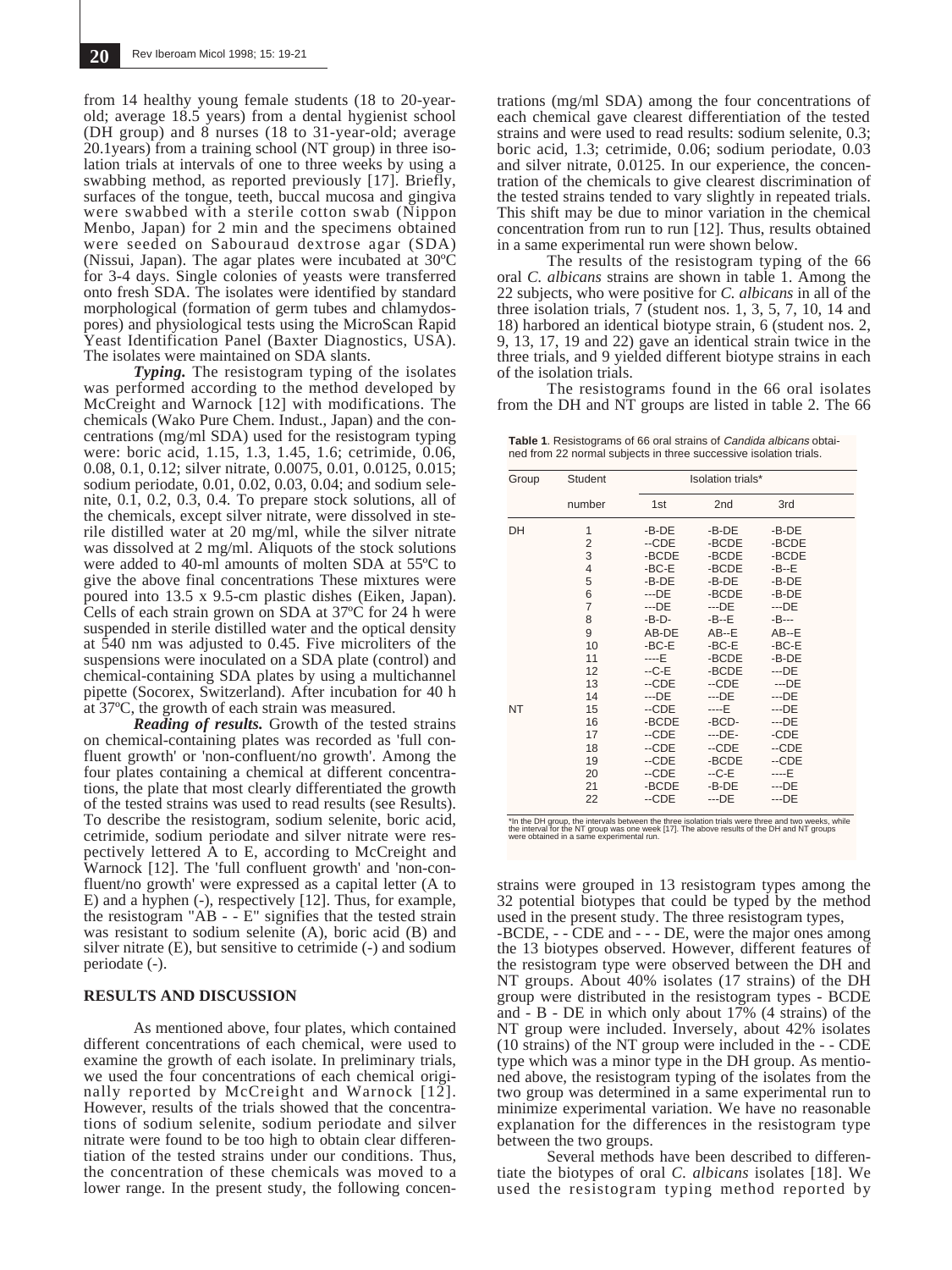from 14 healthy young female students (18 to 20-year-old; average 18.5 years) from a dental hygienist school (DH group) and 8 nurses (18 to 31-year-old; average 20.1years) from a training school (NT group) in three isolation trials at intervals of one to three weeks by using a swabbing method, as reported previously [17]. Briefly, surfaces of the tongue, teeth, buccal mucosa and gingiva were swabbed with a sterile cotton swab (Nippon Menbo, Japan) for 2 min and the specimens obtained were seeded on Sabouraud dextrose agar (SDA) (Nissui, Japan). The agar plates were incubated at 30ºC for 3-4 days. Single colonies of yeasts were transferred onto fresh SDA. The isolates were identified by standard morphological (formation of germ tubes and chlamydospores) and physiological tests using the MicroScan Rapid Yeast Identification Panel (Baxter Diagnostics, USA). The isolates were maintained on SDA slants.

***Typing.*** The resistogram typing of the isolates was performed according to the method developed by McCreight and Warnock [12] with modifications. The chemicals (Wako Pure Chem. Indust., Japan) and the concentrations (mg/ml SDA) used for the resistogram typing were: boric acid, 1.15, 1.3, 1.45, 1.6; cetrimide, 0.06, 0.08, 0.1, 0.12; silver nitrate, 0.0075, 0.01, 0.0125, 0.015; sodium periodate, 0.01, 0.02, 0.03, 0.04; and sodium selenite, 0.1, 0.2, 0.3, 0.4. To prepare stock solutions, all of the chemicals, except silver nitrate, were dissolved in sterile distilled water at 20 mg/ml, while the silver nitrate was dissolved at 2 mg/ml. Aliquots of the stock solutions were added to 40-ml amounts of molten SDA at 55ºC to give the above final concentrations These mixtures were poured into 13.5 x 9.5-cm plastic dishes (Eiken, Japan). Cells of each strain grown on SDA at 37ºC for 24 h were suspended in sterile distilled water and the optical density at 540 nm was adjusted to 0.45. Five microliters of the suspensions were inoculated on a SDA plate (control) and chemical-containing SDA plates by using a multichannel pipette (Socorex, Switzerland). After incubation for 40 h at 37ºC, the growth of each strain was measured.

***Reading of results.*** Growth of the tested strains on chemical-containing plates was recorded as 'full confluent growth' or 'non-confluent/no growth'. Among the four plates containing a chemical at different concentrations, the plate that most clearly differentiated the growth of the tested strains was used to read results (see Results). To describe the resistogram, sodium selenite, boric acid, cetrimide, sodium periodate and silver nitrate were respectively lettered A to E, according to McCreight and Warnock [12]. The 'full confluent growth' and 'non-confluent/no growth' were expressed as a capital letter (A to E) and a hyphen (-), respectively [12]. Thus, for example, the resistogram "AB - - E" signifies that the tested strain was resistant to sodium selenite (A), boric acid (B) and silver nitrate (E), but sensitive to cetrimide (-) and sodium periodate (-).

## RESULTS AND DISCUSSION

As mentioned above, four plates, which contained different concentrations of each chemical, were used to examine the growth of each isolate. In preliminary trials, we used the four concentrations of each chemical originally reported by McCreight and Warnock [12]. However, results of the trials showed that the concentrations of sodium selenite, sodium periodate and silver nitrate were found to be too high to obtain clear differentiation of the tested strains under our conditions. Thus, the concentration of these chemicals was moved to a lower range. In the present study, the following concentrations (mg/ml SDA) among the four concentrations of each chemical gave clearest differentiation of the tested strains and were used to read results: sodium selenite, 0.3; boric acid, 1.3; cetrimide, 0.06; sodium periodate, 0.03 and silver nitrate, 0.0125. In our experience, the concentration of the chemicals to give clearest discrimination of the tested strains tended to vary slightly in repeated trials. This shift may be due to minor variation in the chemical concentration from run to run [12]. Thus, results obtained in a same experimental run were shown below.

The results of the resistogram typing of the 66 oral *C. albicans* strains are shown in table 1. Among the 22 subjects, who were positive for *C. albicans* in all of the three isolation trials, 7 (student nos. 1, 3, 5, 7, 10, 14 and 18) harbored an identical biotype strain, 6 (student nos. 2, 9, 13, 17, 19 and 22) gave an identical strain twice in the three trials, and 9 yielded different biotype strains in each of the isolation trials.

The resistograms found in the 66 oral isolates from the DH and NT groups are listed in table 2. The 66 strains were grouped in 13 resistogram types among the 32 potential biotypes that could be typed by the method used in the present study. The three resistogram types, -BCDE, - - CDE and - - - DE, were the major ones among the 13 biotypes observed. However, different features of the resistogram type were observed between the DH and NT groups. About 40% isolates (17 strains) of the DH group were distributed in the resistogram types - BCDE and - B - DE in which only about 17% (4 strains) of the NT group were included. Inversely, about 42% isolates (10 strains) of the NT group were included in the - - CDE type which was a minor type in the DH group. As mentioned above, the resistogram typing of the isolates from the two group was determined in a same experimental run to minimize experimental variation. We have no reasonable explanation for the differences in the resistogram type between the two groups.

Several methods have been described to differentiate the biotypes of oral *C. albicans* isolates [18]. We used the resistogram typing method reported by

**Table 1**. Resistograms of 66 oral strains of *Candida albicans* obtained from 22 normal subjects in three successive isolation trials.

| Group | Student number | Isolation trials* | | |
|---|---|---|---|---|
| | | 1st | 2nd | 3rd |
| DH | 1 | -B-DE | -B-DE | -B-DE |
| | 2 | --CDE | -BCDE | -BCDE |
| | 3 | -BCDE | -BCDE | -BCDE |
| | 4 | -BC-E | -BCDE | -B--E |
| | 5 | -B-DE | -B-DE | -B-DE |
| | 6 | ---DE | -BCDE | -B-DE |
| | 7 | ---DE | ---DE | ---DE |
| | 8 | -B-D- | -B--E | -B--- |
| | 9 | AB-DE | AB--E | AB--E |
| | 10 | -BC-E | -BC-E | -BC-E |
| | 11 | ----E | -BCDE | -B-DE |
| | 12 | --C-E | -BCDE | ---DE |
| | 13 | --CDE | --CDE | ---DE |
| | 14 | ---DE | ---DE | ---DE |
| NT | 15 | --CDE | ----E | ---DE |
| | 16 | -BCDE | -BCD- | ---DE |
| | 17 | --CDE | ---DE- | -CDE |
| | 18 | --CDE | --CDE | --CDE |
| | 19 | --CDE | -BCDE | --CDE |
| | 20 | --CDE | --C-E | ----E |
| | 21 | -BCDE | -B-DE | ---DE |
| | 22 | --CDE | ---DE | ---DE |

*In the DH group, the intervals between the three isolation trials were three and two weeks, while the interval for the NT group was one week [17]. The above results of the DH and NT groups were obtained in a same experimental run.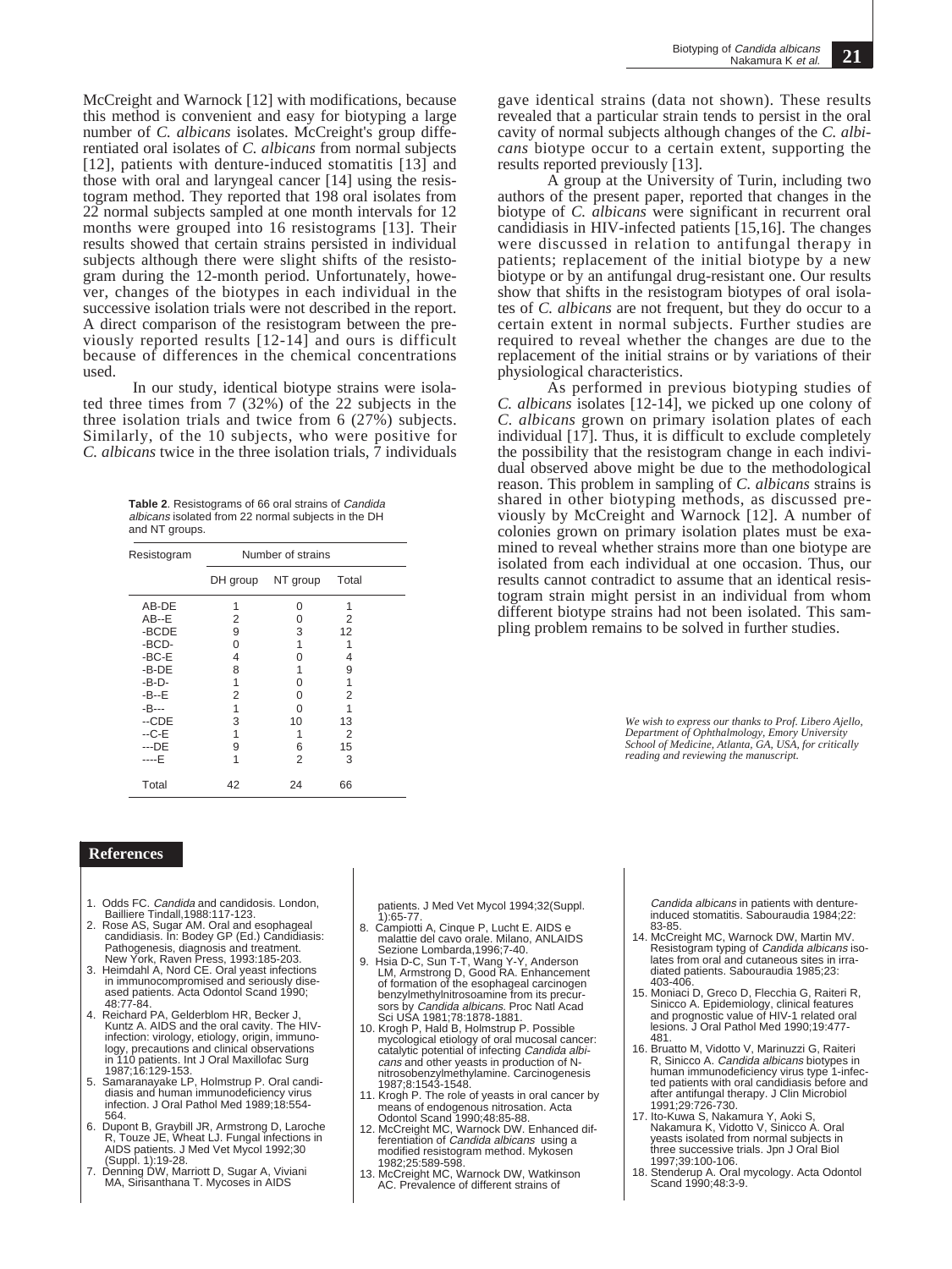McCreight and Warnock [12] with modifications, because this method is convenient and easy for biotyping a large number of *C. albicans* isolates. McCreight's group differentiated oral isolates of *C. albicans* from normal subjects [12], patients with denture-induced stomatitis [13] and those with oral and laryngeal cancer [14] using the resistogram method. They reported that 198 oral isolates from 22 normal subjects sampled at one month intervals for 12 months were grouped into 16 resistograms [13]. Their results showed that certain strains persisted in individual subjects although there were slight shifts of the resistogram during the 12-month period. Unfortunately, however, changes of the biotypes in each individual in the successive isolation trials were not described in the report. A direct comparison of the resistogram between the previously reported results [12-14] and ours is difficult because of differences in the chemical concentrations used.

In our study, identical biotype strains were isolated three times from 7 (32%) of the 22 subjects in the three isolation trials and twice from 6 (27%) subjects. Similarly, of the 10 subjects, who were positive for *C. albicans* twice in the three isolation trials, 7 individuals gave identical strains (data not shown). These results revealed that a particular strain tends to persist in the oral cavity of normal subjects although changes of the *C. albicans* biotype occur to a certain extent, supporting the results reported previously [13].

**Table 2**. Resistograms of 66 oral strains of *Candida albicans* isolated from 22 normal subjects in the DH and NT groups.

| Resistogram | Number of strains | | |
|---|---|---|---|
| | DH group | NT group | Total |
| AB-DE | 1 | 0 | 1 |
| AB--E | 2 | 0 | 2 |
| -BCDE | 9 | 3 | 12 |
| -BCD- | 0 | 1 | 1 |
| -BC-E | 4 | 0 | 4 |
| -B-DE | 8 | 1 | 9 |
| -B-D- | 1 | 0 | 1 |
| -B--E | 2 | 0 | 2 |
| -B--- | 1 | 0 | 1 |
| --CDE | 3 | 10 | 13 |
| --C-E | 1 | 1 | 2 |
| ---DE | 9 | 6 | 15 |
| ----E | 1 | 2 | 3 |
| Total | 42 | 24 | 66 |

A group at the University of Turin, including two authors of the present paper, reported that changes in the biotype of *C. albicans* were significant in recurrent oral candidiasis in HIV-infected patients [15,16]. The changes were discussed in relation to antifungal therapy in patients; replacement of the initial biotype by a new biotype or by an antifungal drug-resistant one. Our results show that shifts in the resistogram biotypes of oral isolates of *C. albicans* are not frequent, but they do occur to a certain extent in normal subjects. Further studies are required to reveal whether the changes are due to the replacement of the initial strains or by variations of their physiological characteristics.

As performed in previous biotyping studies of *C. albicans* isolates [12-14], we picked up one colony of *C. albicans* grown on primary isolation plates of each individual [17]. Thus, it is difficult to exclude completely the possibility that the resistogram change in each individual observed above might be due to the methodological reason. This problem in sampling of *C. albicans* strains is shared in other biotyping methods, as discussed previously by McCreight and Warnock [12]. A number of colonies grown on primary isolation plates must be examined to reveal whether strains more than one biotype are isolated from each individual at one occasion. Thus, our results cannot contradict to assume that an identical resistogram strain might persist in an individual from whom different biotype strains had not been isolated. This sampling problem remains to be solved in further studies.

*We wish to express our thanks to Prof. Libero Ajello, Department of Ophthalmology, Emory University School of Medicine, Atlanta, GA, USA, for critically reading and reviewing the manuscript.*

## References

1. Odds FC. *Candida* and candidosis. London, Bailliere Tindall,1988:117-123.
2. Rose AS, Sugar AM. Oral and esophageal candidiasis. In: Bodey GP (Ed.) Candidiasis: Pathogenesis, diagnosis and treatment. New York, Raven Press, 1993:185-203.
3. Heimdahl A, Nord CE. Oral yeast infections in immunocompromised and seriously diseased patients. Acta Odontol Scand 1990; 48:77-84.
4. Reichard PA, Gelderblom HR, Becker J, Kuntz A. AIDS and the oral cavity. The HIV-infection: virology, etiology, origin, immunology, precautions and clinical observations in 110 patients. Int J Oral Maxillofac Surg 1987;16:129-153.
5. Samaranayake LP, Holmstrup P. Oral candidiasis and human immunodeficiency virus infection. J Oral Pathol Med 1989;18:554-564.
6. Dupont B, Graybill JR, Armstrong D, Laroche R, Touze JE, Wheat LJ. Fungal infections in AIDS patients. J Med Vet Mycol 1992;30 (Suppl. 1):19-28.
7. Denning DW, Marriott D, Sugar A, Viviani MA, Sirisanthana T. Mycoses in AIDS patients. J Med Vet Mycol 1994;32(Suppl. 1):65-77.
8. Campiotti A, Cinque P, Lucht E. AIDS e malattie del cavo orale. Milano, ANLAIDS Sezione Lombarda,1996;7-40.
9. Hsia D-C, Sun T-T, Wang Y-Y, Anderson LM, Armstrong D, Good RA. Enhancement of formation of the esophageal carcinogen benzylmethylnitrosoamine from its precursors by *Candida albicans*. Proc Natl Acad Sci USA 1981;78:1878-1881.
10. Krogh P, Hald B, Holmstrup P. Possible mycological etiology of oral mucosal cancer: catalytic potential of infecting *Candida albicans* and other yeasts in production of N-nitrosobenzylmethylamine. Carcinogenesis 1987;8:1543-1548.
11. Krogh P. The role of yeasts in oral cancer by means of endogenous nitrosation. Acta Odontol Scand 1990;48:85-88.
12. McCreight MC, Warnock DW. Enhanced differentiation of *Candida albicans* using a modified resistogram method. Mykosen 1982;25:589-598.
13. McCreight MC, Warnock DW, Watkinson AC. Prevalence of different strains of *Candida albicans* in patients with denture-induced stomatitis. Sabouraudia 1984;22: 83-85.
14. McCreight MC, Warnock DW, Martin MV. Resistogram typing of *Candida albicans* isolates from oral and cutaneous sites in irradiated patients. Sabouraudia 1985;23: 403-406.
15. Moniaci D, Greco D, Flecchia G, Raiteri R, Sinicco A. Epidemiology, clinical features and prognostic value of HIV-1 related oral lesions. J Oral Pathol Med 1990;19:477-481.
16. Bruatto M, Vidotto V, Marinuzzi G, Raiteri R, Sinicco A. *Candida albicans* biotypes in human immunodeficiency virus type 1-infected patients with oral candidiasis before and after antifungal therapy. J Clin Microbiol 1991;29:726-730.
17. Ito-Kuwa S, Nakamura Y, Aoki S, Nakamura K, Vidotto V, Sinicco A. Oral yeasts isolated from normal subjects in three successive trials. Jpn J Oral Biol 1997;39:100-106.
18. Stenderup A. Oral mycology. Acta Odontol Scand 1990;48:3-9.